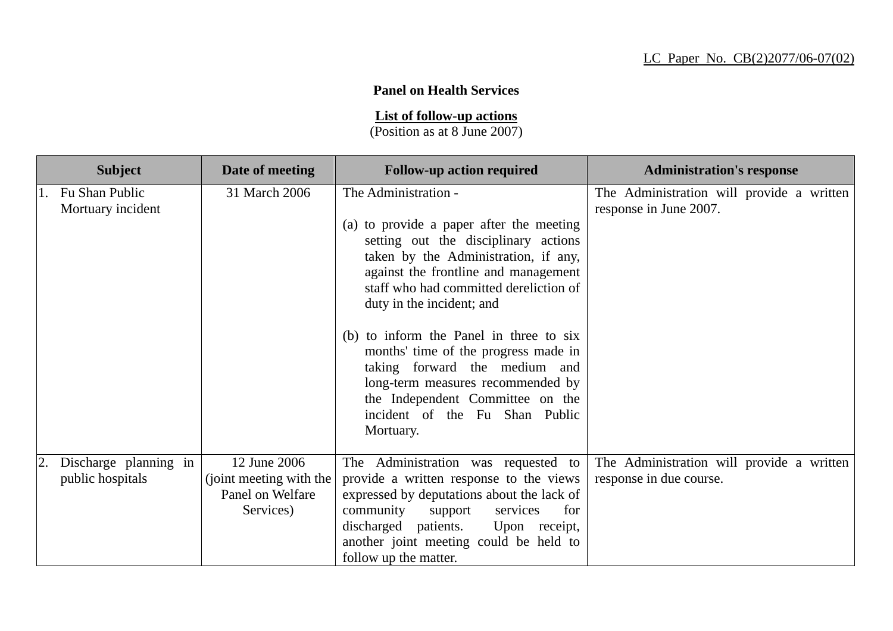LC Paper No. CB(2)2077/06-07(02)

**Panel on Health Services**

**List of follow-up actions**
(Position as at 8 June 2007)

| Subject | Date of meeting | Follow-up action required | Administration's response |
|---|---|---|---|
| 1. Fu Shan Public Mortuary incident | 31 March 2006 | The Administration -<br><br>(a) to provide a paper after the meeting setting out the disciplinary actions taken by the Administration, if any, against the frontline and management staff who had committed dereliction of duty in the incident; and<br><br>(b) to inform the Panel in three to six months' time of the progress made in taking forward the medium and long-term measures recommended by the Independent Committee on the incident of the Fu Shan Public Mortuary. | The Administration will provide a written response in June 2007. |
| 2. Discharge planning in public hospitals | 12 June 2006 (joint meeting with the Panel on Welfare Services) | The Administration was requested to provide a written response to the views expressed by deputations about the lack of community support services for discharged patients. Upon receipt, another joint meeting could be held to follow up the matter. | The Administration will provide a written response in due course. |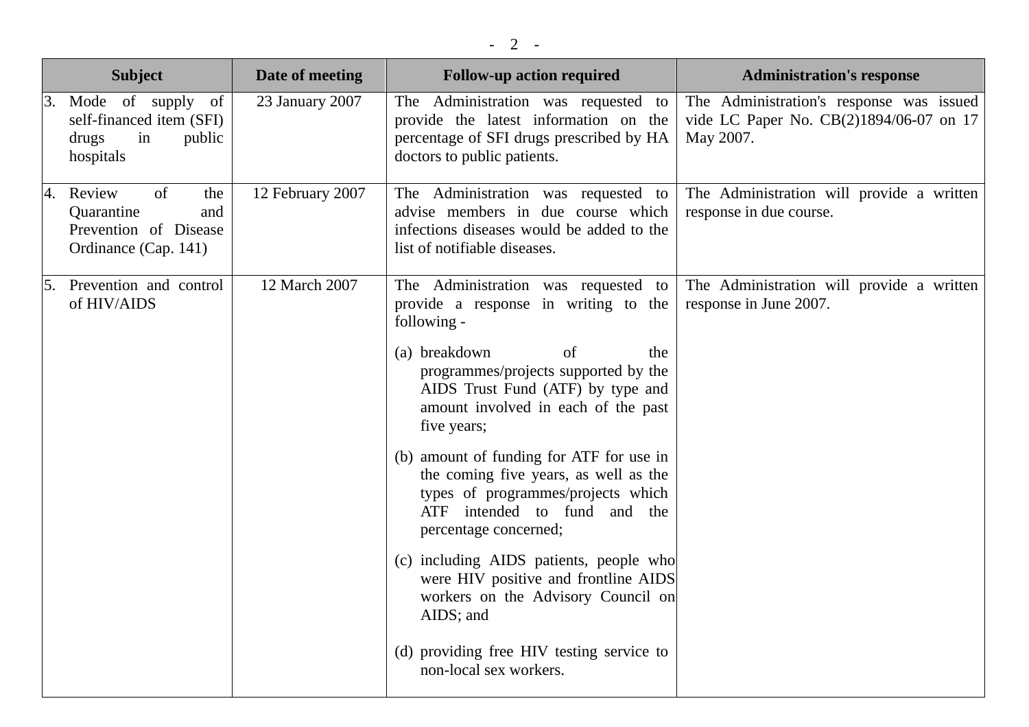| Subject | Date of meeting | Follow-up action required | Administration's response |
|---|---|---|---|
| 3. Mode of supply of self-financed item (SFI) drugs in public hospitals | 23 January 2007 | The Administration was requested to provide the latest information on the percentage of SFI drugs prescribed by HA doctors to public patients. | The Administration's response was issued vide LC Paper No. CB(2)1894/06-07 on 17 May 2007. |
| 4. Review of the Quarantine and Prevention of Disease Ordinance (Cap. 141) | 12 February 2007 | The Administration was requested to advise members in due course which infections diseases would be added to the list of notifiable diseases. | The Administration will provide a written response in due course. |
| 5. Prevention and control of HIV/AIDS | 12 March 2007 | The Administration was requested to provide a response in writing to the following - <br><br> (a) breakdown of the programmes/projects supported by the AIDS Trust Fund (ATF) by type and amount involved in each of the past five years; <br><br> (b) amount of funding for ATF for use in the coming five years, as well as the types of programmes/projects which ATF intended to fund and the percentage concerned; <br><br> (c) including AIDS patients, people who were HIV positive and frontline AIDS workers on the Advisory Council on AIDS; and <br><br> (d) providing free HIV testing service to non-local sex workers. | The Administration will provide a written response in June 2007. |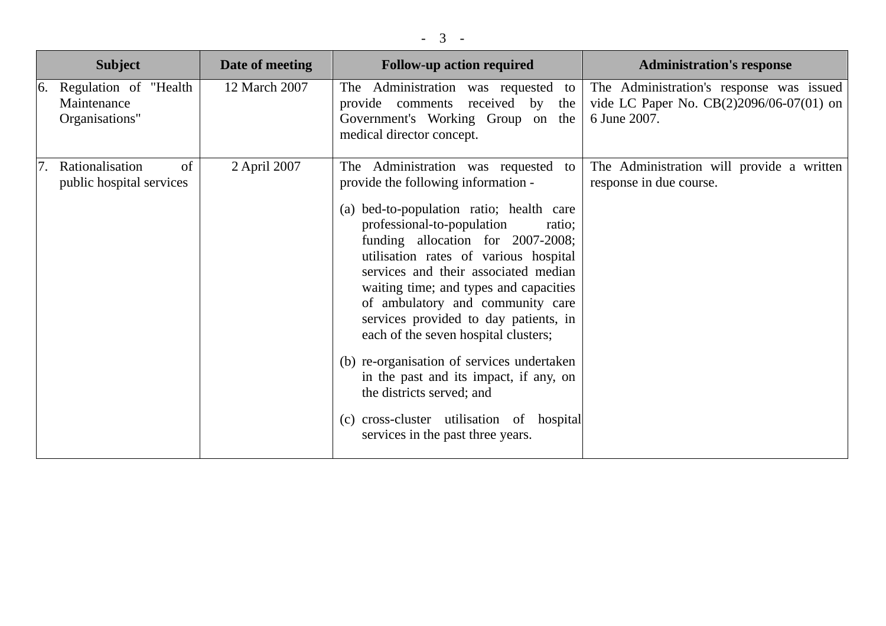| Subject | Date of meeting | Follow-up action required | Administration's response |
|---|---|---|---|
| 6. Regulation of "Health Maintenance Organisations" | 12 March 2007 | The Administration was requested to provide comments received by the Government's Working Group on the medical director concept. | The Administration's response was issued vide LC Paper No. CB(2)2096/06-07(01) on 6 June 2007. |
| 7. Rationalisation of public hospital services | 2 April 2007 | The Administration was requested to provide the following information -<br><br>(a) bed-to-population ratio; health care professional-to-population ratio; funding allocation for 2007-2008; utilisation rates of various hospital services and their associated median waiting time; and types and capacities of ambulatory and community care services provided to day patients, in each of the seven hospital clusters;<br><br>(b) re-organisation of services undertaken in the past and its impact, if any, on the districts served; and<br><br>(c) cross-cluster utilisation of hospital services in the past three years. | The Administration will provide a written response in due course. |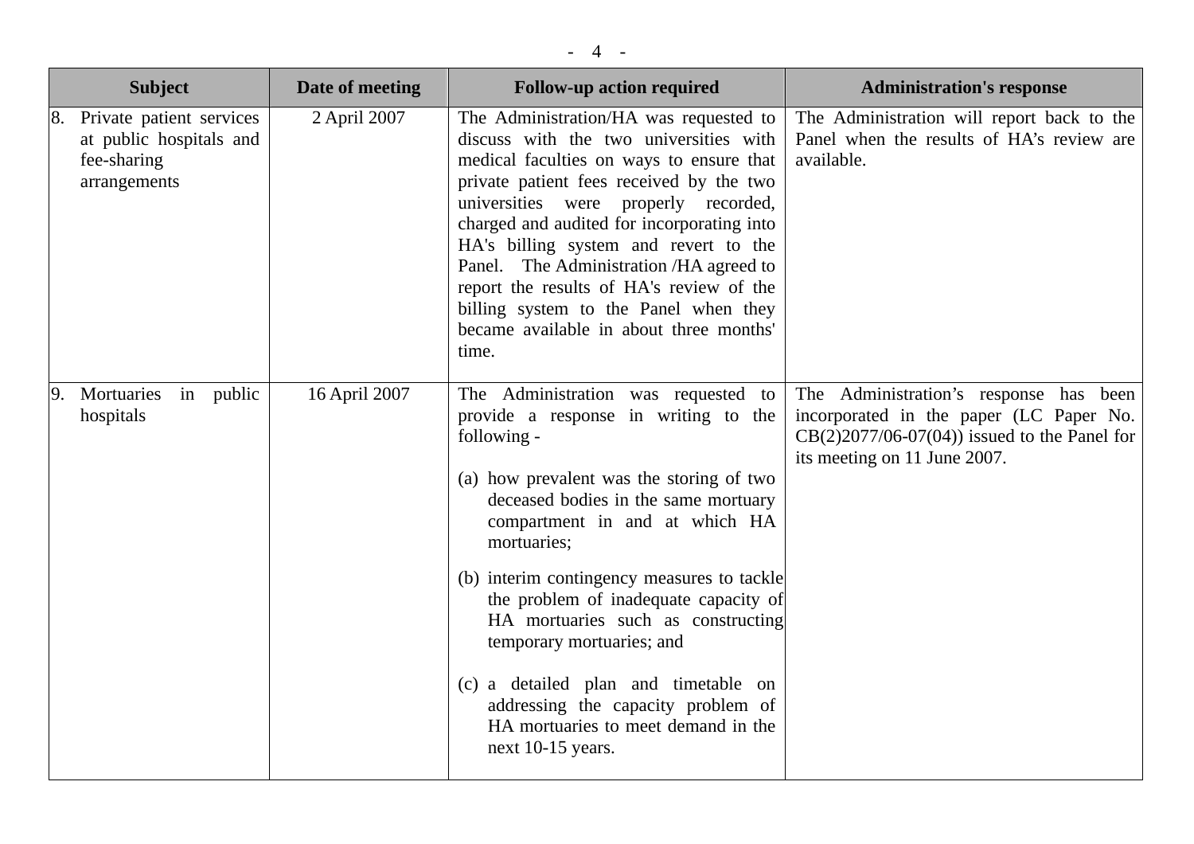| Subject | Date of meeting | Follow-up action required | Administration's response |
|---|---|---|---|
| 8. Private patient services at public hospitals and fee-sharing arrangements | 2 April 2007 | The Administration/HA was requested to discuss with the two universities with medical faculties on ways to ensure that private patient fees received by the two universities were properly recorded, charged and audited for incorporating into HA's billing system and revert to the Panel. The Administration /HA agreed to report the results of HA's review of the billing system to the Panel when they became available in about three months' time. | The Administration will report back to the Panel when the results of HA's review are available. |
| 9. Mortuaries in public hospitals | 16 April 2007 | The Administration was requested to provide a response in writing to the following - <br><br> (a) how prevalent was the storing of two deceased bodies in the same mortuary compartment in and at which HA mortuaries; <br><br> (b) interim contingency measures to tackle the problem of inadequate capacity of HA mortuaries such as constructing temporary mortuaries; and <br><br> (c) a detailed plan and timetable on addressing the capacity problem of HA mortuaries to meet demand in the next 10-15 years. | The Administration's response has been incorporated in the paper (LC Paper No. CB(2)2077/06-07(04)) issued to the Panel for its meeting on 11 June 2007. |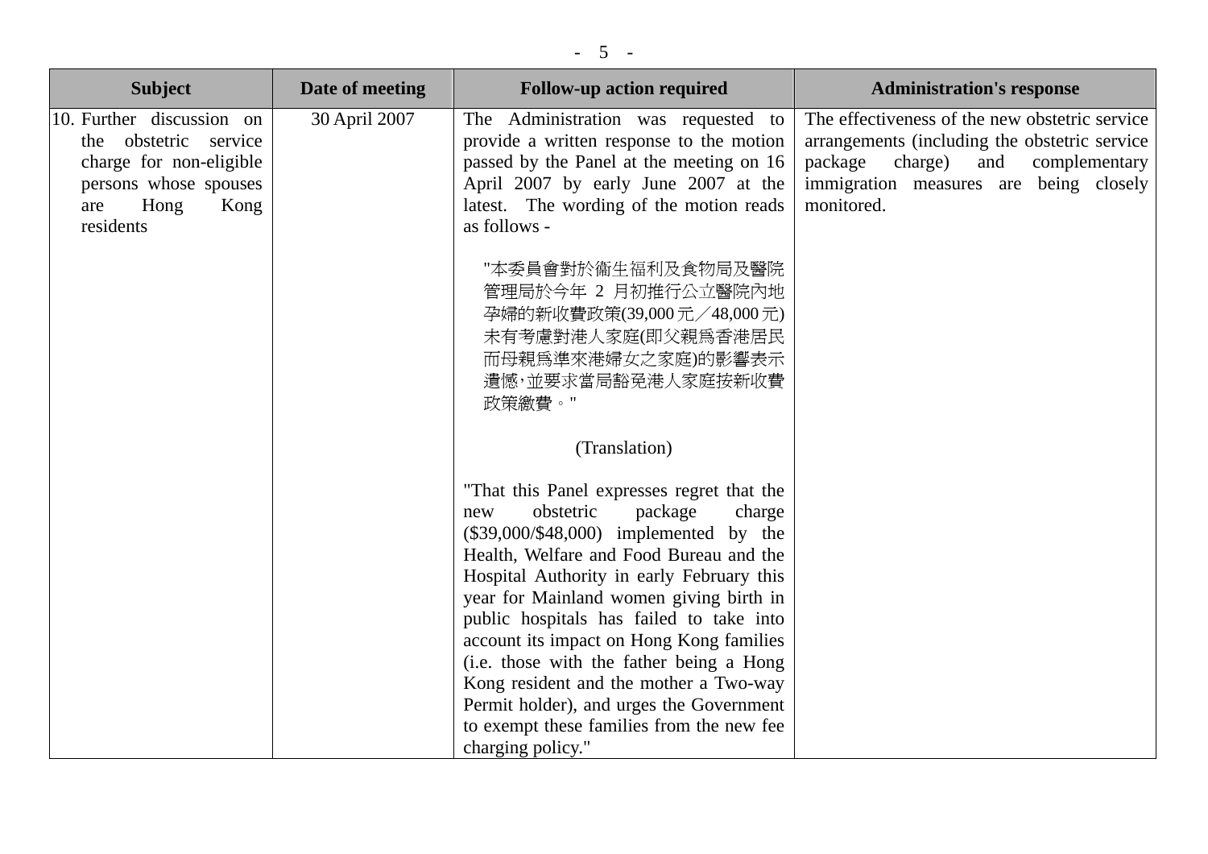| Subject | Date of meeting | Follow-up action required | Administration's response |
|---|---|---|---|
| 10. Further discussion on the obstetric service charge for non-eligible persons whose spouses are Hong Kong residents | 30 April 2007 | The Administration was requested to provide a written response to the motion passed by the Panel at the meeting on 16 April 2007 by early June 2007 at the latest. The wording of the motion reads as follows - <br><br> "本委員會對於衞生福利及食物局及醫院管理局於今年 2 月初推行公立醫院內地孕婦的新收費政策(39,000 元／48,000 元)未有考慮對港人家庭(即父親爲香港居民而母親爲準來港婦女之家庭)的影響表示遺憾，並要求當局豁免港人家庭按新收費政策繳費。" <br><br> (Translation) <br><br> "That this Panel expresses regret that the new obstetric package charge ($39,000/$48,000) implemented by the Health, Welfare and Food Bureau and the Hospital Authority in early February this year for Mainland women giving birth in public hospitals has failed to take into account its impact on Hong Kong families (i.e. those with the father being a Hong Kong resident and the mother a Two-way Permit holder), and urges the Government to exempt these families from the new fee charging policy." | The effectiveness of the new obstetric service arrangements (including the obstetric service package charge) and complementary immigration measures are being closely monitored. |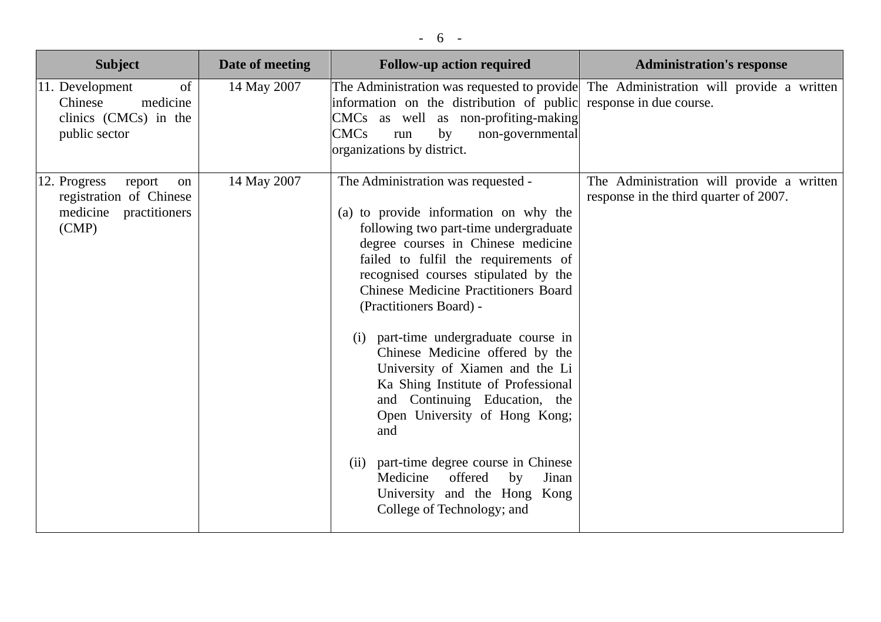| Subject | Date of meeting | Follow-up action required | Administration's response |
|---|---|---|---|
| 11. Development of Chinese medicine clinics (CMCs) in the public sector | 14 May 2007 | The Administration was requested to provide information on the distribution of public CMCs as well as non-profiting-making CMCs run by non-governmental organizations by district. | The Administration will provide a written response in due course. |
| 12. Progress report on registration of Chinese medicine practitioners (CMP) | 14 May 2007 | The Administration was requested - <br><br> (a) to provide information on why the following two part-time undergraduate degree courses in Chinese medicine failed to fulfil the requirements of recognised courses stipulated by the Chinese Medicine Practitioners Board (Practitioners Board) - <br><br> (i) part-time undergraduate course in Chinese Medicine offered by the University of Xiamen and the Li Ka Shing Institute of Professional and Continuing Education, the Open University of Hong Kong; and <br><br> (ii) part-time degree course in Chinese Medicine offered by Jinan University and the Hong Kong College of Technology; and | The Administration will provide a written response in the third quarter of 2007. |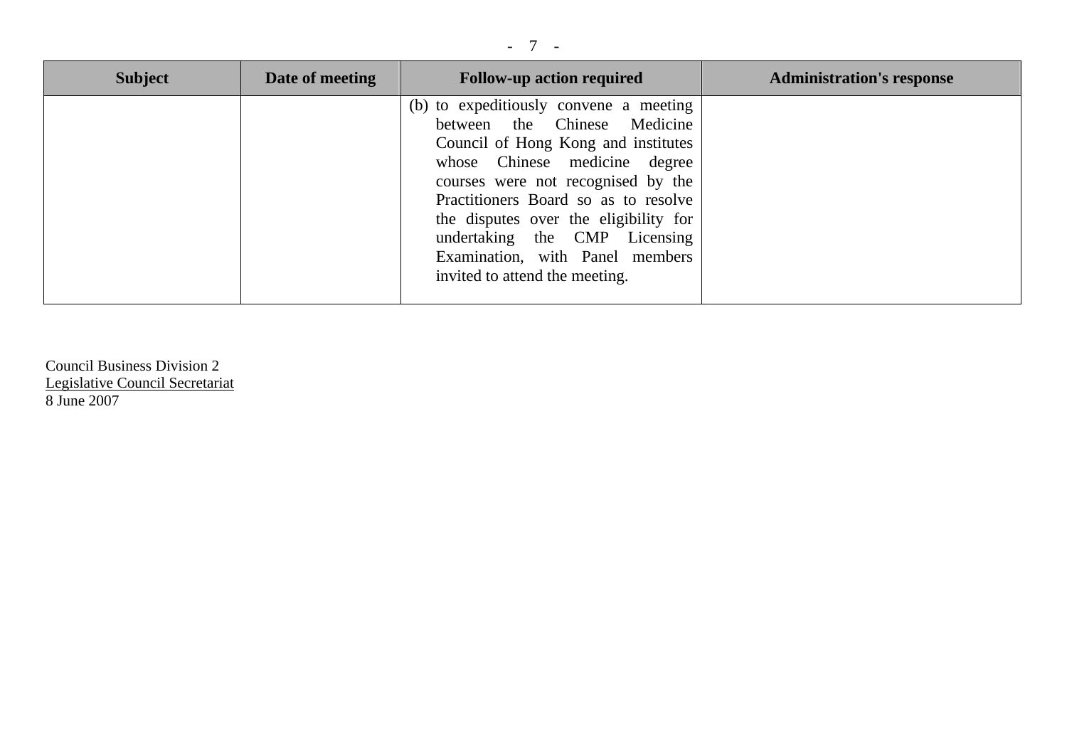| Subject | Date of meeting | Follow-up action required | Administration's response |
|---|---|---|---|
| | | (b) to expeditiously convene a meeting between the Chinese Medicine Council of Hong Kong and institutes whose Chinese medicine degree courses were not recognised by the Practitioners Board so as to resolve the disputes over the eligibility for undertaking the CMP Licensing Examination, with Panel members invited to attend the meeting. | |

Council Business Division 2
Legislative Council Secretariat
8 June 2007